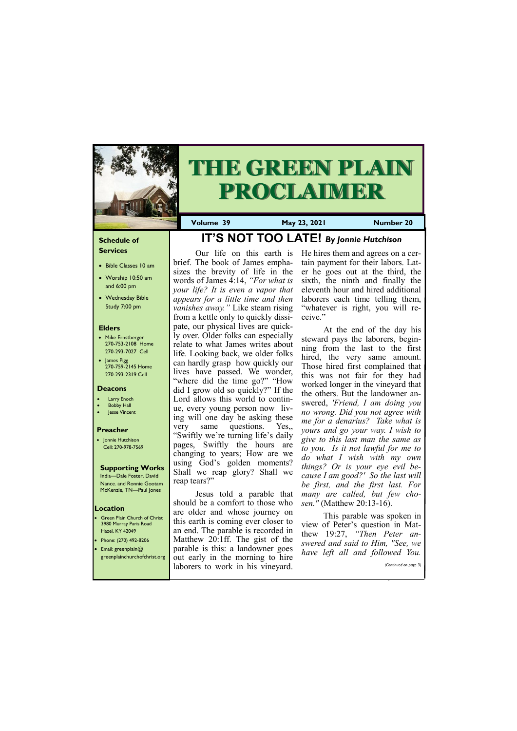# THE GREEN PLAIN PROCLAIMER

**Volume 39** | **May 23, 2021** | **Number 20**

### Schedule of Services

- Bible Classes 10 am
- Worship 10:50 am and 6:00 pm
- Wednesday Bible Study 7:00 pm

### Elders

- Mike Ernstberger 270-753-2108 Home 270-293-7027 Cell
- James Pigg 270-759-2145 Home 270-293-2319 Cell

### Deacons

- Larry Enoch
- Bobby Hall
- Jesse Vincent

### Preacher

- Jonnie Hutchison Cell: 270-978-7569

### Supporting Works

India—Dale Foster, David Nance. and Ronnie Gootam McKenzie, TN—Paul Jones

### Location

- Green Plain Church of Christ 3980 Murray Paris Road Hazel, KY 42049
- Phone: (270) 492-8206
- Email: greenplain@greenplainchurchofchrist.org

## IT'S NOT TOO LATE! *By Jonnie Hutchison*

Our life on this earth is brief. The book of James emphasizes the brevity of life in the words of James 4:14, *"For what is your life? It is even a vapor that appears for a little time and then vanishes away."* Like steam rising from a kettle only to quickly dissipate, our physical lives are quickly over. Older folks can especially relate to what James writes about life. Looking back, we older folks can hardly grasp how quickly our lives have passed. We wonder, "where did the time go?" "How did I grow old so quickly?" If the Lord allows this world to continue, every young person now living will one day be asking these very same questions. Yes,, "Swiftly we're turning life's daily pages, Swiftly the hours are changing to years; How are we using God's golden moments? Shall we reap glory? Shall we reap tears?"

Jesus told a parable that should be a comfort to those who are older and whose journey on this earth is coming ever closer to an end. The parable is recorded in Matthew 20:1ff. The gist of the parable is this: a landowner goes out early in the morning to hire laborers to work in his vineyard. He hires them and agrees on a certain payment for their labors. Later he goes out at the third, the sixth, the ninth and finally the eleventh hour and hired additional laborers each time telling them, "whatever is right, you will receive."

At the end of the day his steward pays the laborers, beginning from the last to the first hired, the very same amount. Those hired first complained that this was not fair for they had worked longer in the vineyard that the others. But the landowner answered, *'Friend, I am doing you no wrong. Did you not agree with me for a denarius? Take what is yours and go your way. I wish to give to this last man the same as to you. Is it not lawful for me to do what I wish with my own things? Or is your eye evil because I am good?' So the last will be first, and the first last. For many are called, but few chosen."* (Matthew 20:13-16).

This parable was spoken in view of Peter's question in Matthew 19:27, *"Then Peter answered and said to Him, "See, we have left all and followed You.*

*(Continued on page 3)*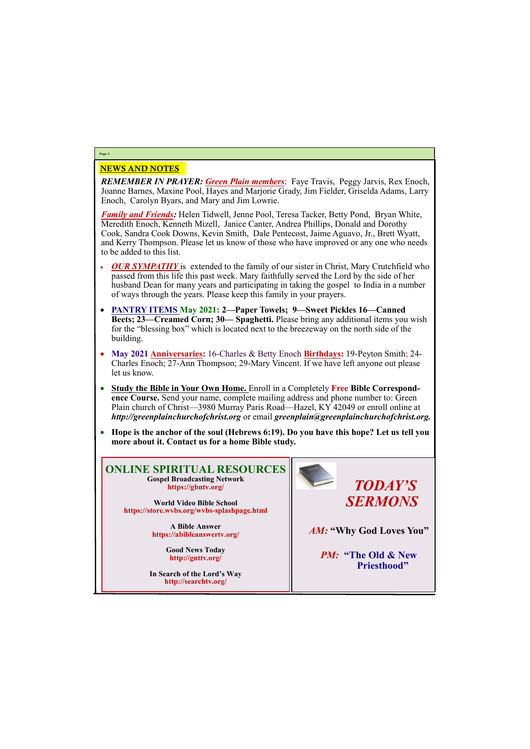## NEWS AND NOTES

***REMEMBER IN PRAYER: Green Plain members***: Faye Travis, Peggy Jarvis, Rex Enoch, Joanne Barnes, Maxine Pool, Hayes and Marjorie Grady, Jim Fielder, Griselda Adams, Larry Enoch, Carolyn Byars, and Mary and Jim Lowrie.

***Family and Friends:*** Helen Tidwell, Jenne Pool, Teresa Tacker, Betty Pond, Bryan White, Meredith Enoch, Kenneth Mizell, Janice Canter, Andrea Phillips, Donald and Dorothy Cook, Sandra Cook Downs, Kevin Smith, Dale Pentecost, Jaime Aguavo, Jr., Brett Wyatt, and Kerry Thompson. Please let us know of those who have improved or any one who needs to be added to this list.

- ***OUR SYMPATHY*** is extended to the family of our sister in Christ, Mary Crutchfield who passed from this life this past week. Mary faithfully served the Lord by the side of her husband Dean for many years and participating in taking the gospel to India in a number of ways through the years. Please keep this family in your prayers.
- PANTRY ITEMS **May 2021: 2—Paper Towels; 9—Sweet Pickles 16—Canned Beets; 23—Creamed Corn; 30— Spaghetti.** Please bring any additional items you wish for the "blessing box" which is located next to the breezeway on the north side of the building.
- **May 2021 Anniversaries:** 16-Charles & Betty Enoch **Birthdays:** 19-Peyton Smith; 24-Charles Enoch; 27-Ann Thompson; 29-Mary Vincent. If we have left anyone out please let us know.
- **Study the Bible in Your Own Home.** Enroll in a Completely **Free Bible Correspondence Course.** Send your name, complete mailing address and phone number to: Green Plain church of Christ—3980 Murray Paris Road—Hazel, KY 42049 or enroll online at ***http://greenplainchurchofchrist.org*** or email ***greenplain@greenplainchurchofchrist.org.***
- **Hope is the anchor of the soul (Hebrews 6:19). Do you have this hope? Let us tell you more about it. Contact us for a home Bible study.**

## ONLINE SPIRITUAL RESOURCES

**Gospel Broadcasting Network**
**https://gbntv.org/**

**World Video Bible School**
**https://store.wvbs.org/wvbs-splashpage.html**

**A Bible Answer**
**https://abibleanswertv.org/**

**Good News Today**
**http://gnttv.org/**

**In Search of the Lord's Way**
**http://searchtv.org/**

## *TODAY'S SERMONS*

***AM:*** **"Why God Loves You"**

***PM:*** **"The Old & New Priesthood"**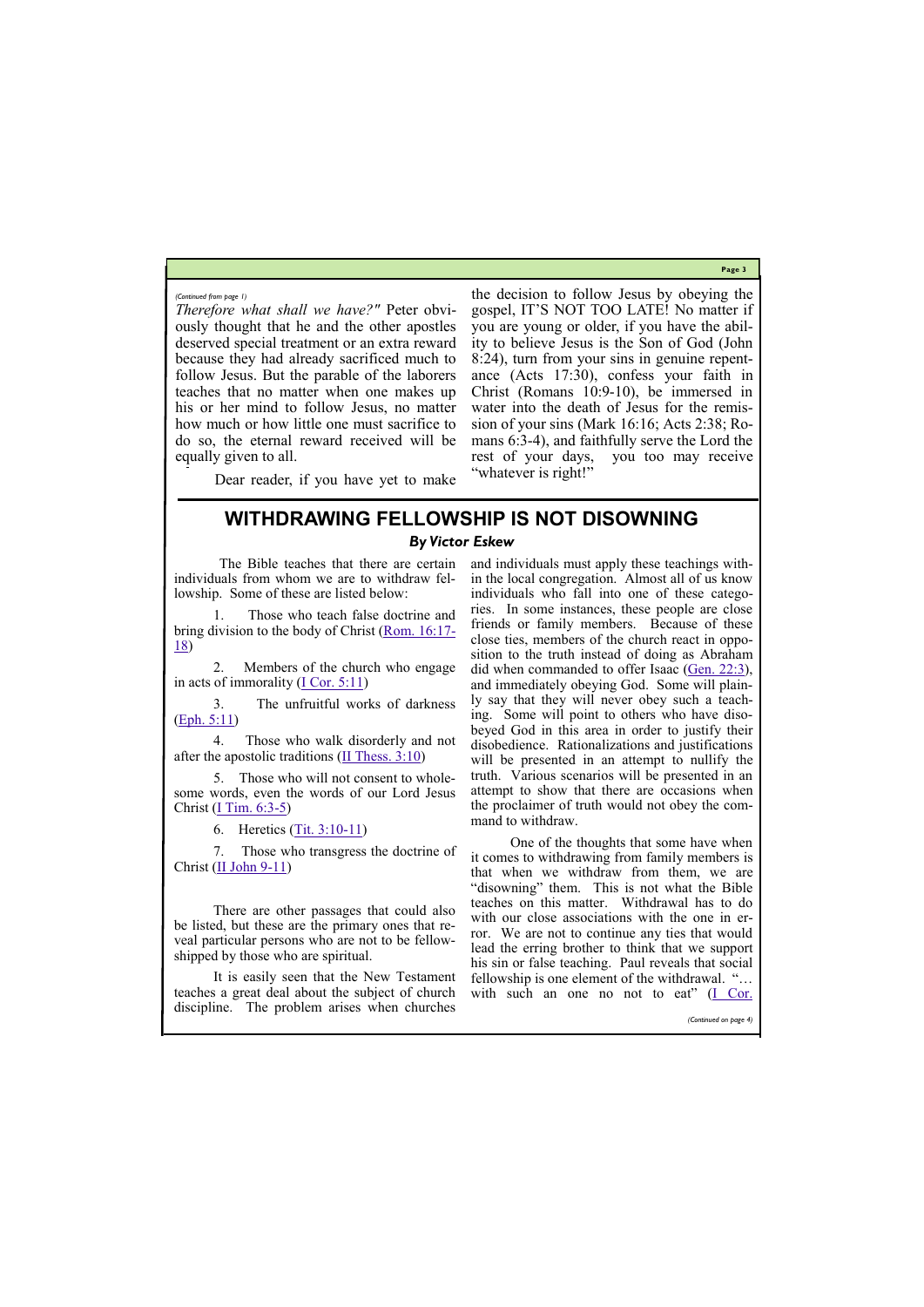*(Continued from page 1)*

*Therefore what shall we have?"* Peter obviously thought that he and the other apostles deserved special treatment or an extra reward because they had already sacrificed much to follow Jesus. But the parable of the laborers teaches that no matter when one makes up his or her mind to follow Jesus, no matter how much or how little one must sacrifice to do so, the eternal reward received will be equally given to all.

Dear reader, if you have yet to make the decision to follow Jesus by obeying the gospel, IT'S NOT TOO LATE! No matter if you are young or older, if you have the ability to believe Jesus is the Son of God (John 8:24), turn from your sins in genuine repentance (Acts 17:30), confess your faith in Christ (Romans 10:9-10), be immersed in water into the death of Jesus for the remission of your sins (Mark 16:16; Acts 2:38; Romans 6:3-4), and faithfully serve the Lord the rest of your days, you too may receive "whatever is right!"

## WITHDRAWING FELLOWSHIP IS NOT DISOWNING

***By Victor Eskew***

The Bible teaches that there are certain individuals from whom we are to withdraw fellowship. Some of these are listed below:

1. Those who teach false doctrine and bring division to the body of Christ (Rom. 16:17-18)

2. Members of the church who engage in acts of immorality (I Cor. 5:11)

3. The unfruitful works of darkness (Eph. 5:11)

4. Those who walk disorderly and not after the apostolic traditions (II Thess. 3:10)

5. Those who will not consent to wholesome words, even the words of our Lord Jesus Christ (I Tim. 6:3-5)

6. Heretics (Tit. 3:10-11)

7. Those who transgress the doctrine of Christ (II John 9-11)

There are other passages that could also be listed, but these are the primary ones that reveal particular persons who are not to be fellowshipped by those who are spiritual.

It is easily seen that the New Testament teaches a great deal about the subject of church discipline. The problem arises when churches and individuals must apply these teachings within the local congregation. Almost all of us know individuals who fall into one of these categories. In some instances, these people are close friends or family members. Because of these close ties, members of the church react in opposition to the truth instead of doing as Abraham did when commanded to offer Isaac (Gen. 22:3), and immediately obeying God. Some will plainly say that they will never obey such a teaching. Some will point to others who have disobeyed God in this area in order to justify their disobedience. Rationalizations and justifications will be presented in an attempt to nullify the truth. Various scenarios will be presented in an attempt to show that there are occasions when the proclaimer of truth would not obey the command to withdraw.

One of the thoughts that some have when it comes to withdrawing from family members is that when we withdraw from them, we are "disowning" them. This is not what the Bible teaches on this matter. Withdrawal has to do with our close associations with the one in error. We are not to continue any ties that would lead the erring brother to think that we support his sin or false teaching. Paul reveals that social fellowship is one element of the withdrawal. "…with such an one no not to eat" (I Cor.

*(Continued on page 4)*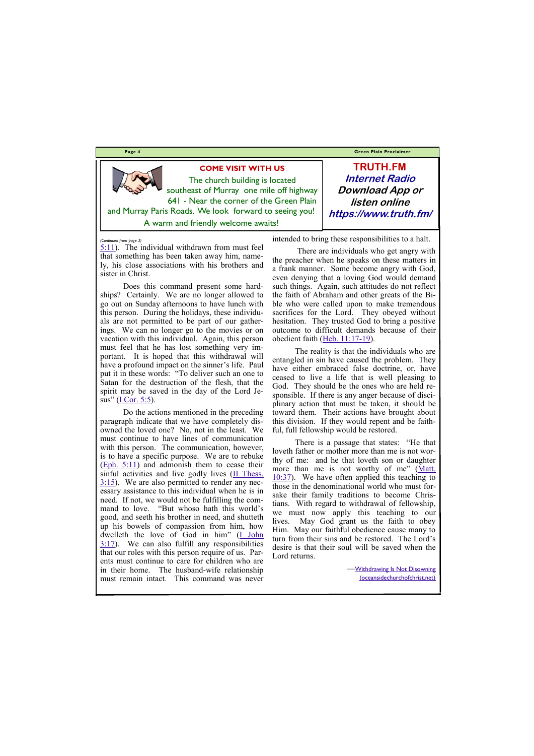## COME VISIT WITH US

The church building is located southeast of Murray one mile off highway 641 - Near the corner of the Green Plain and Murray Paris Roads. We look forward to seeing you! A warm and friendly welcome awaits!

## TRUTH.FM

***Internet Radio***

***Download App or listen online***

***https://www.truth.fm/***

*(Continued from page 3)*

5:11). The individual withdrawn from must feel that something has been taken away him, namely, his close associations with his brothers and sister in Christ.

Does this command present some hardships? Certainly. We are no longer allowed to go out on Sunday afternoons to have lunch with this person. During the holidays, these individuals are not permitted to be part of our gatherings. We can no longer go to the movies or on vacation with this individual. Again, this person must feel that he has lost something very important. It is hoped that this withdrawal will have a profound impact on the sinner's life. Paul put it in these words: "To deliver such an one to Satan for the destruction of the flesh, that the spirit may be saved in the day of the Lord Jesus" (I Cor. 5:5).

Do the actions mentioned in the preceding paragraph indicate that we have completely disowned the loved one? No, not in the least. We must continue to have lines of communication with this person. The communication, however, is to have a specific purpose. We are to rebuke (Eph. 5:11) and admonish them to cease their sinful activities and live godly lives (II Thess. 3:15). We are also permitted to render any necessary assistance to this individual when he is in need. If not, we would not be fulfilling the command to love. "But whoso hath this world's good, and seeth his brother in need, and shutteth up his bowels of compassion from him, how dwelleth the love of God in him" (I John 3:17). We can also fulfill any responsibilities that our roles with this person require of us. Parents must continue to care for children who are in their home. The husband-wife relationship must remain intact. This command was never intended to bring these responsibilities to a halt.

There are individuals who get angry with the preacher when he speaks on these matters in a frank manner. Some become angry with God, even denying that a loving God would demand such things. Again, such attitudes do not reflect the faith of Abraham and other greats of the Bible who were called upon to make tremendous sacrifices for the Lord. They obeyed without hesitation. They trusted God to bring a positive outcome to difficult demands because of their obedient faith (Heb. 11:17-19).

The reality is that the individuals who are entangled in sin have caused the problem. They have either embraced false doctrine, or, have ceased to live a life that is well pleasing to God. They should be the ones who are held responsible. If there is any anger because of disciplinary action that must be taken, it should be toward them. Their actions have brought about this division. If they would repent and be faithful, full fellowship would be restored.

There is a passage that states: "He that loveth father or mother more than me is not worthy of me: and he that loveth son or daughter more than me is not worthy of me" (Matt. 10:37). We have often applied this teaching to those in the denominational world who must forsake their family traditions to become Christians. With regard to withdrawal of fellowship, we must now apply this teaching to our lives. May God grant us the faith to obey Him. May our faithful obedience cause many to turn from their sins and be restored. The Lord's desire is that their soul will be saved when the Lord returns.

—Withdrawing Is Not Disowning (oceansidechurchofchrist.net)